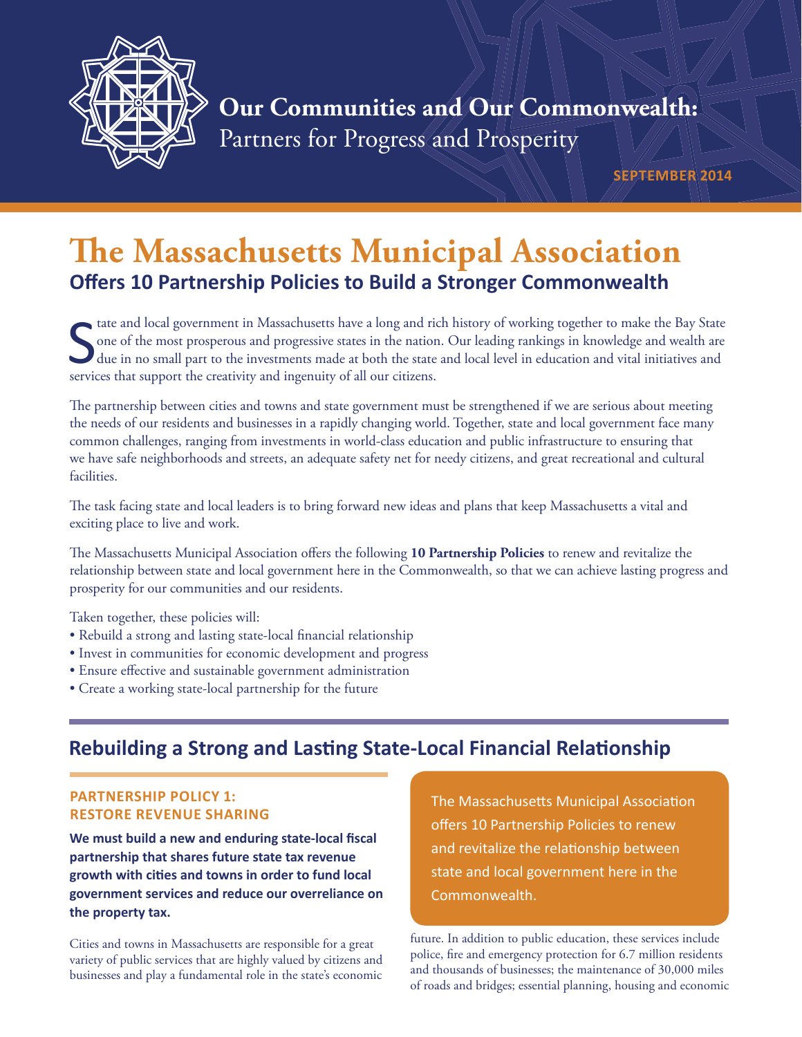**Our Communities and Our Commonwealth:**
Partners for Progress and Prosperity

SEPTEMBER 2014

# The Massachusetts Municipal Association

## Offers 10 Partnership Policies to Build a Stronger Commonwealth

State and local government in Massachusetts have a long and rich history of working together to make the Bay State one of the most prosperous and progressive states in the nation. Our leading rankings in knowledge and wealth are due in no small part to the investments made at both the state and local level in education and vital initiatives and services that support the creativity and ingenuity of all our citizens.

The partnership between cities and towns and state government must be strengthened if we are serious about meeting the needs of our residents and businesses in a rapidly changing world. Together, state and local government face many common challenges, ranging from investments in world-class education and public infrastructure to ensuring that we have safe neighborhoods and streets, an adequate safety net for needy citizens, and great recreational and cultural facilities.

The task facing state and local leaders is to bring forward new ideas and plans that keep Massachusetts a vital and exciting place to live and work.

The Massachusetts Municipal Association offers the following **10 Partnership Policies** to renew and revitalize the relationship between state and local government here in the Commonwealth, so that we can achieve lasting progress and prosperity for our communities and our residents.

Taken together, these policies will:

- Rebuild a strong and lasting state-local financial relationship
- Invest in communities for economic development and progress
- Ensure effective and sustainable government administration
- Create a working state-local partnership for the future

## Rebuilding a Strong and Lasting State-Local Financial Relationship

### PARTNERSHIP POLICY 1: RESTORE REVENUE SHARING

**We must build a new and enduring state-local fiscal partnership that shares future state tax revenue growth with cities and towns in order to fund local government services and reduce our overreliance on the property tax.**

Cities and towns in Massachusetts are responsible for a great variety of public services that are highly valued by citizens and businesses and play a fundamental role in the state's economic future. In addition to public education, these services include police, fire and emergency protection for 6.7 million residents and thousands of businesses; the maintenance of 30,000 miles of roads and bridges; essential planning, housing and economic

> The Massachusetts Municipal Association offers 10 Partnership Policies to renew and revitalize the relationship between state and local government here in the Commonwealth.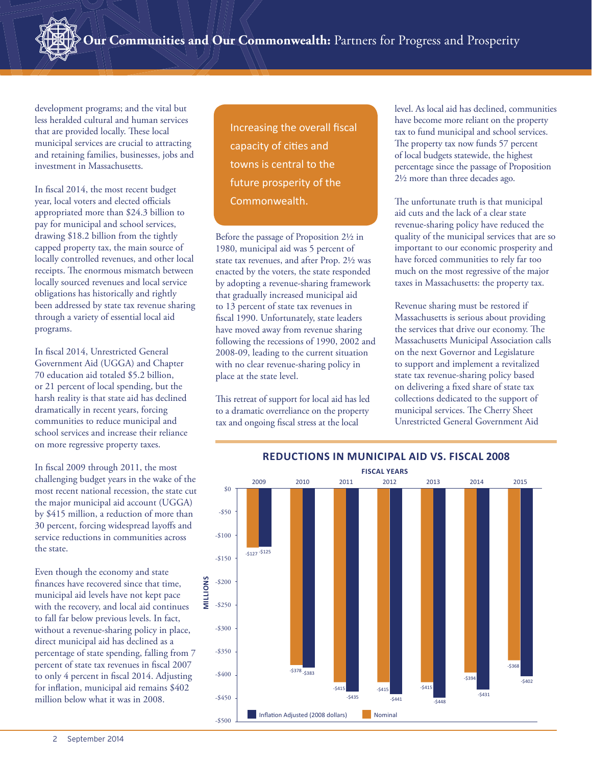development programs; and the vital but less heralded cultural and human services that are provided locally. These local municipal services are crucial to attracting and retaining families, businesses, jobs and investment in Massachusetts.

In fiscal 2014, the most recent budget year, local voters and elected officials appropriated more than $24.3 billion to pay for municipal and school services, drawing $18.2 billion from the tightly capped property tax, the main source of locally controlled revenues, and other local receipts. The enormous mismatch between locally sourced revenues and local service obligations has historically and rightly been addressed by state tax revenue sharing through a variety of essential local aid programs.

In fiscal 2014, Unrestricted General Government Aid (UGGA) and Chapter 70 education aid totaled $5.2 billion, or 21 percent of local spending, but the harsh reality is that state aid has declined dramatically in recent years, forcing communities to reduce municipal and school services and increase their reliance on more regressive property taxes.

In fiscal 2009 through 2011, the most challenging budget years in the wake of the most recent national recession, the state cut the major municipal aid account (UGGA) by $415 million, a reduction of more than 30 percent, forcing widespread layoffs and service reductions in communities across the state.

Even though the economy and state finances have recovered since that time, municipal aid levels have not kept pace with the recovery, and local aid continues to fall far below previous levels. In fact, without a revenue-sharing policy in place, direct municipal aid has declined as a percentage of state spending, falling from 7 percent of state tax revenues in fiscal 2007 to only 4 percent in fiscal 2014. Adjusting for inflation, municipal aid remains $402 million below what it was in 2008.

> Increasing the overall fiscal capacity of cities and towns is central to the future prosperity of the Commonwealth.

Before the passage of Proposition 2½ in 1980, municipal aid was 5 percent of state tax revenues, and after Prop. 2½ was enacted by the voters, the state responded by adopting a revenue-sharing framework that gradually increased municipal aid to 13 percent of state tax revenues in fiscal 1990. Unfortunately, state leaders have moved away from revenue sharing following the recessions of 1990, 2002 and 2008-09, leading to the current situation with no clear revenue-sharing policy in place at the state level.

This retreat of support for local aid has led to a dramatic overreliance on the property tax and ongoing fiscal stress at the local level. As local aid has declined, communities have become more reliant on the property tax to fund municipal and school services. The property tax now funds 57 percent of local budgets statewide, the highest percentage since the passage of Proposition 2½ more than three decades ago.

The unfortunate truth is that municipal aid cuts and the lack of a clear state revenue-sharing policy have reduced the quality of the municipal services that are so important to our economic prosperity and have forced communities to rely far too much on the most regressive of the major taxes in Massachusetts: the property tax.

Revenue sharing must be restored if Massachusetts is serious about providing the services that drive our economy. The Massachusetts Municipal Association calls on the next Governor and Legislature to support and implement a revitalized state tax revenue-sharing policy based on delivering a fixed share of state tax collections dedicated to the support of municipal services. The Cherry Sheet Unrestricted General Government Aid

## REDUCTIONS IN MUNICIPAL AID VS. FISCAL 2008

(Millions)

| Fiscal Years | 2009 | 2010 | 2011 | 2012 | 2013 | 2014 | 2015 |
|---|---|---|---|---|---|---|---|
| Nominal | -$127 | -$378 | -$415 | -$415 | -$415 | -$394 | -$368 |
| Inflation Adjusted (2008 dollars) | -$125 | -$383 | -$435 | -$441 | -$448 | -$431 | -$402 |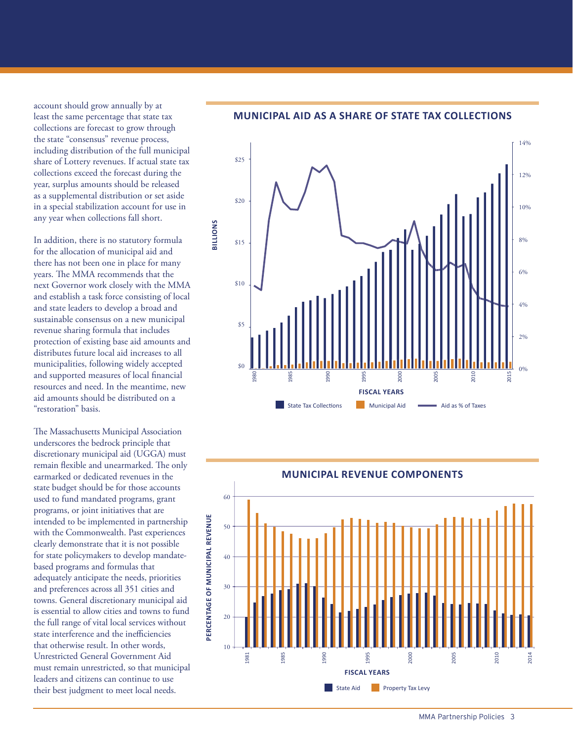account should grow annually by at least the same percentage that state tax collections are forecast to grow through the state "consensus" revenue process, including distribution of the full municipal share of Lottery revenues. If actual state tax collections exceed the forecast during the year, surplus amounts should be released as a supplemental distribution or set aside in a special stabilization account for use in any year when collections fall short.

In addition, there is no statutory formula for the allocation of municipal aid and there has not been one in place for many years. The MMA recommends that the next Governor work closely with the MMA and establish a task force consisting of local and state leaders to develop a broad and sustainable consensus on a new municipal revenue sharing formula that includes protection of existing base aid amounts and distributes future local aid increases to all municipalities, following widely accepted and supported measures of local financial resources and need. In the meantime, new aid amounts should be distributed on a "restoration" basis.

The Massachusetts Municipal Association underscores the bedrock principle that discretionary municipal aid (UGGA) must remain flexible and unearmarked. The only earmarked or dedicated revenues in the state budget should be for those accounts used to fund mandated programs, grant programs, or joint initiatives that are intended to be implemented in partnership with the Commonwealth. Past experiences clearly demonstrate that it is not possible for state policymakers to develop mandate-based programs and formulas that adequately anticipate the needs, priorities and preferences across all 351 cities and towns. General discretionary municipal aid is essential to allow cities and towns to fund the full range of vital local services without state interference and the inefficiencies that otherwise result. In other words, Unrestricted General Government Aid must remain unrestricted, so that municipal leaders and citizens can continue to use their best judgment to meet local needs.

## MUNICIPAL AID AS A SHARE OF STATE TAX COLLECTIONS

## MUNICIPAL REVENUE COMPONENTS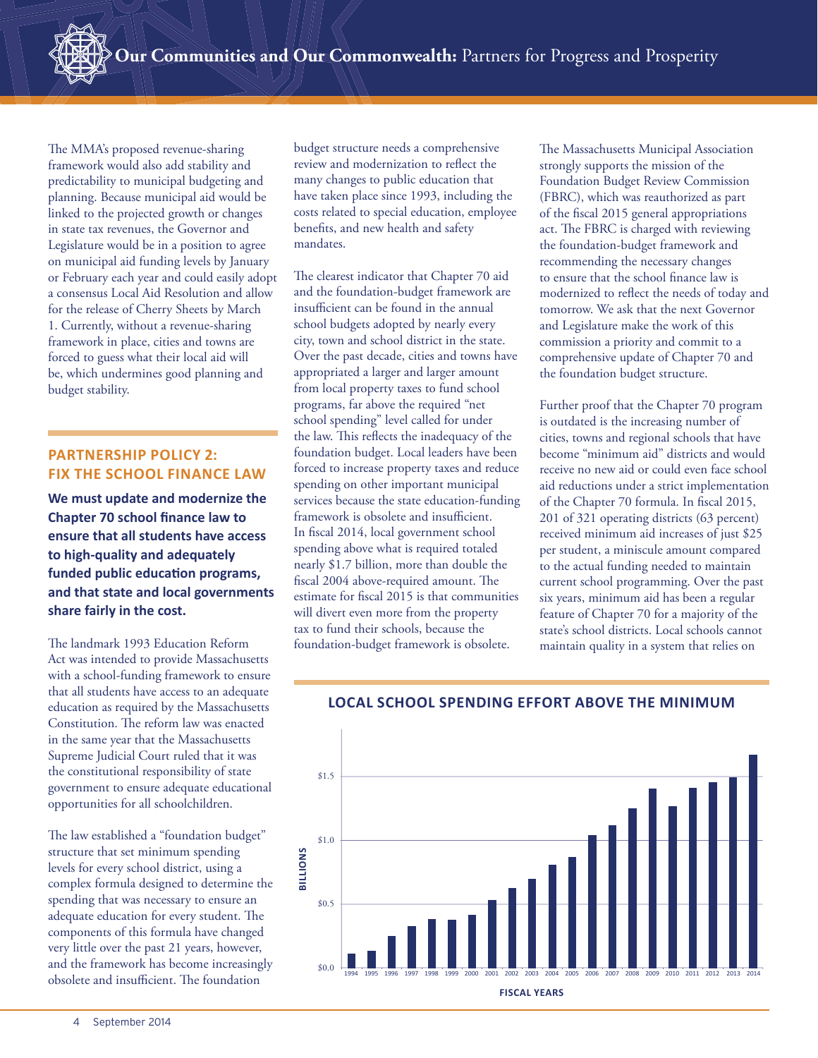The MMA's proposed revenue-sharing framework would also add stability and predictability to municipal budgeting and planning. Because municipal aid would be linked to the projected growth or changes in state tax revenues, the Governor and Legislature would be in a position to agree on municipal aid funding levels by January or February each year and could easily adopt a consensus Local Aid Resolution and allow for the release of Cherry Sheets by March 1. Currently, without a revenue-sharing framework in place, cities and towns are forced to guess what their local aid will be, which undermines good planning and budget stability.

## PARTNERSHIP POLICY 2: FIX THE SCHOOL FINANCE LAW

**We must update and modernize the Chapter 70 school finance law to ensure that all students have access to high-quality and adequately funded public education programs, and that state and local governments share fairly in the cost.**

The landmark 1993 Education Reform Act was intended to provide Massachusetts with a school-funding framework to ensure that all students have access to an adequate education as required by the Massachusetts Constitution. The reform law was enacted in the same year that the Massachusetts Supreme Judicial Court ruled that it was the constitutional responsibility of state government to ensure adequate educational opportunities for all schoolchildren.

The law established a "foundation budget" structure that set minimum spending levels for every school district, using a complex formula designed to determine the spending that was necessary to ensure an adequate education for every student. The components of this formula have changed very little over the past 21 years, however, and the framework has become increasingly obsolete and insufficient. The foundation budget structure needs a comprehensive review and modernization to reflect the many changes to public education that have taken place since 1993, including the costs related to special education, employee benefits, and new health and safety mandates.

The clearest indicator that Chapter 70 aid and the foundation-budget framework are insufficient can be found in the annual school budgets adopted by nearly every city, town and school district in the state. Over the past decade, cities and towns have appropriated a larger and larger amount from local property taxes to fund school programs, far above the required "net school spending" level called for under the law. This reflects the inadequacy of the foundation budget. Local leaders have been forced to increase property taxes and reduce spending on other important municipal services because the state education-funding framework is obsolete and insufficient. In fiscal 2014, local government school spending above what is required totaled nearly $1.7 billion, more than double the fiscal 2004 above-required amount. The estimate for fiscal 2015 is that communities will divert even more from the property tax to fund their schools, because the foundation-budget framework is obsolete.

The Massachusetts Municipal Association strongly supports the mission of the Foundation Budget Review Commission (FBRC), which was reauthorized as part of the fiscal 2015 general appropriations act. The FBRC is charged with reviewing the foundation-budget framework and recommending the necessary changes to ensure that the school finance law is modernized to reflect the needs of today and tomorrow. We ask that the next Governor and Legislature make the work of this commission a priority and commit to a comprehensive update of Chapter 70 and the foundation budget structure.

Further proof that the Chapter 70 program is outdated is the increasing number of cities, towns and regional schools that have become "minimum aid" districts and would receive no new aid or could even face school aid reductions under a strict implementation of the Chapter 70 formula. In fiscal 2015, 201 of 321 operating districts (63 percent) received minimum aid increases of just $25 per student, a miniscule amount compared to the actual funding needed to maintain current school programming. Over the past six years, minimum aid has been a regular feature of Chapter 70 for a majority of the state's school districts. Local schools cannot maintain quality in a system that relies on

### LOCAL SCHOOL SPENDING EFFORT ABOVE THE MINIMUM

Y-axis: BILLIONS ($0.0, $0.5, $1.0, $1.5); X-axis: FISCAL YEARS (1994–2014)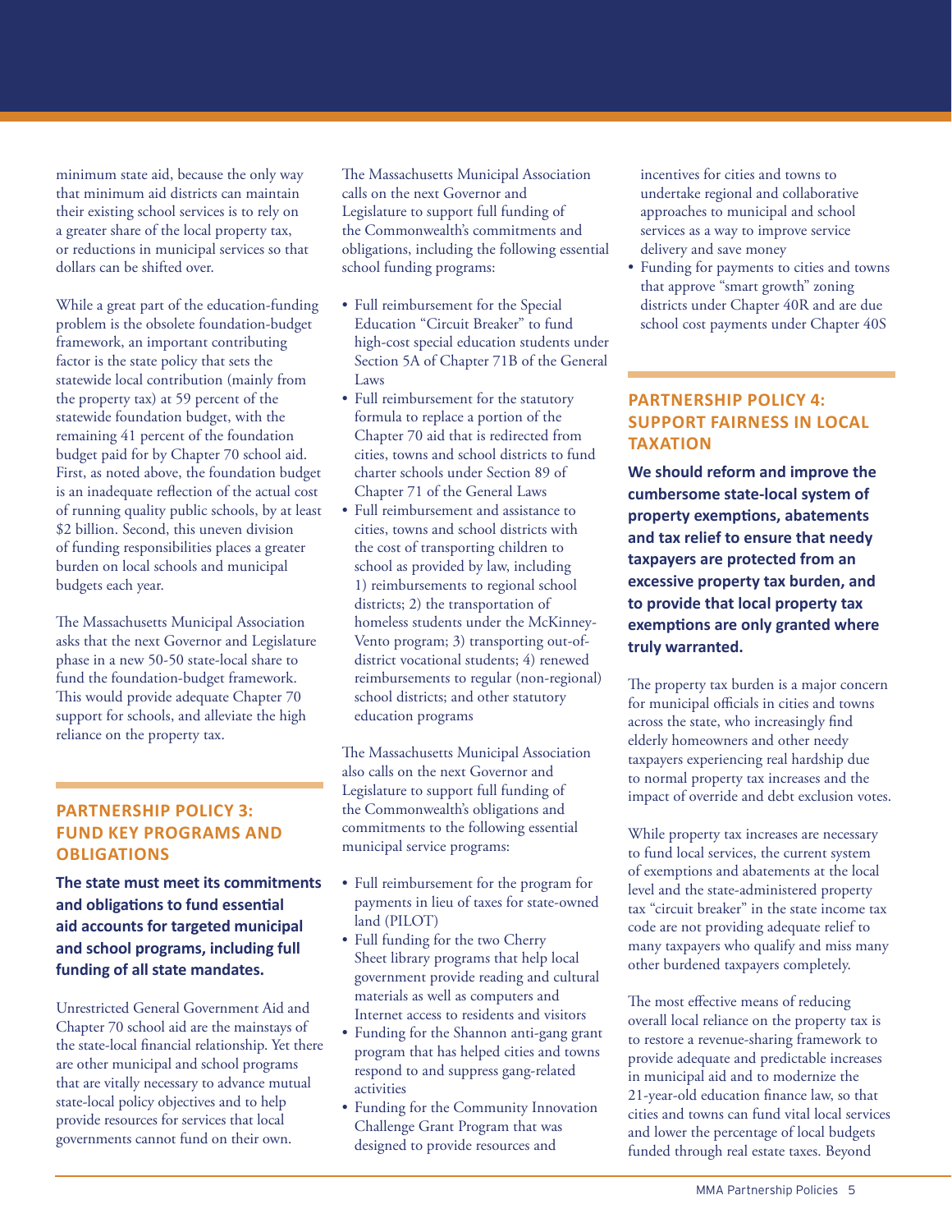minimum state aid, because the only way that minimum aid districts can maintain their existing school services is to rely on a greater share of the local property tax, or reductions in municipal services so that dollars can be shifted over.

While a great part of the education-funding problem is the obsolete foundation-budget framework, an important contributing factor is the state policy that sets the statewide local contribution (mainly from the property tax) at 59 percent of the statewide foundation budget, with the remaining 41 percent of the foundation budget paid for by Chapter 70 school aid. First, as noted above, the foundation budget is an inadequate reflection of the actual cost of running quality public schools, by at least \$2 billion. Second, this uneven division of funding responsibilities places a greater burden on local schools and municipal budgets each year.

The Massachusetts Municipal Association asks that the next Governor and Legislature phase in a new 50-50 state-local share to fund the foundation-budget framework. This would provide adequate Chapter 70 support for schools, and alleviate the high reliance on the property tax.

## PARTNERSHIP POLICY 3: FUND KEY PROGRAMS AND OBLIGATIONS

**The state must meet its commitments and obligations to fund essential aid accounts for targeted municipal and school programs, including full funding of all state mandates.**

Unrestricted General Government Aid and Chapter 70 school aid are the mainstays of the state-local financial relationship. Yet there are other municipal and school programs that are vitally necessary to advance mutual state-local policy objectives and to help provide resources for services that local governments cannot fund on their own.

The Massachusetts Municipal Association calls on the next Governor and Legislature to support full funding of the Commonwealth's commitments and obligations, including the following essential school funding programs:

- Full reimbursement for the Special Education "Circuit Breaker" to fund high-cost special education students under Section 5A of Chapter 71B of the General Laws
- Full reimbursement for the statutory formula to replace a portion of the Chapter 70 aid that is redirected from cities, towns and school districts to fund charter schools under Section 89 of Chapter 71 of the General Laws
- Full reimbursement and assistance to cities, towns and school districts with the cost of transporting children to school as provided by law, including 1) reimbursements to regional school districts; 2) the transportation of homeless students under the McKinney-Vento program; 3) transporting out-of-district vocational students; 4) renewed reimbursements to regular (non-regional) school districts; and other statutory education programs

The Massachusetts Municipal Association also calls on the next Governor and Legislature to support full funding of the Commonwealth's obligations and commitments to the following essential municipal service programs:

- Full reimbursement for the program for payments in lieu of taxes for state-owned land (PILOT)
- Full funding for the two Cherry Sheet library programs that help local government provide reading and cultural materials as well as computers and Internet access to residents and visitors
- Funding for the Shannon anti-gang grant program that has helped cities and towns respond to and suppress gang-related activities
- Funding for the Community Innovation Challenge Grant Program that was designed to provide resources and incentives for cities and towns to undertake regional and collaborative approaches to municipal and school services as a way to improve service delivery and save money
- Funding for payments to cities and towns that approve "smart growth" zoning districts under Chapter 40R and are due school cost payments under Chapter 40S

## PARTNERSHIP POLICY 4: SUPPORT FAIRNESS IN LOCAL TAXATION

**We should reform and improve the cumbersome state-local system of property exemptions, abatements and tax relief to ensure that needy taxpayers are protected from an excessive property tax burden, and to provide that local property tax exemptions are only granted where truly warranted.**

The property tax burden is a major concern for municipal officials in cities and towns across the state, who increasingly find elderly homeowners and other needy taxpayers experiencing real hardship due to normal property tax increases and the impact of override and debt exclusion votes.

While property tax increases are necessary to fund local services, the current system of exemptions and abatements at the local level and the state-administered property tax "circuit breaker" in the state income tax code are not providing adequate relief to many taxpayers who qualify and miss many other burdened taxpayers completely.

The most effective means of reducing overall local reliance on the property tax is to restore a revenue-sharing framework to provide adequate and predictable increases in municipal aid and to modernize the 21-year-old education finance law, so that cities and towns can fund vital local services and lower the percentage of local budgets funded through real estate taxes. Beyond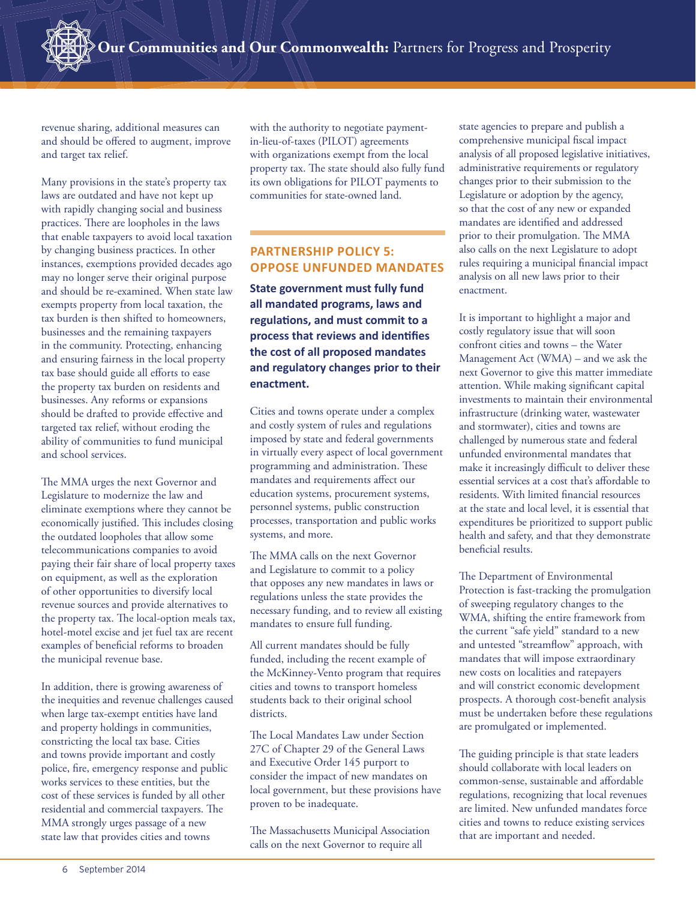revenue sharing, additional measures can and should be offered to augment, improve and target tax relief.

Many provisions in the state's property tax laws are outdated and have not kept up with rapidly changing social and business practices. There are loopholes in the laws that enable taxpayers to avoid local taxation by changing business practices. In other instances, exemptions provided decades ago may no longer serve their original purpose and should be re-examined. When state law exempts property from local taxation, the tax burden is then shifted to homeowners, businesses and the remaining taxpayers in the community. Protecting, enhancing and ensuring fairness in the local property tax base should guide all efforts to ease the property tax burden on residents and businesses. Any reforms or expansions should be drafted to provide effective and targeted tax relief, without eroding the ability of communities to fund municipal and school services.

The MMA urges the next Governor and Legislature to modernize the law and eliminate exemptions where they cannot be economically justified. This includes closing the outdated loopholes that allow some telecommunications companies to avoid paying their fair share of local property taxes on equipment, as well as the exploration of other opportunities to diversify local revenue sources and provide alternatives to the property tax. The local-option meals tax, hotel-motel excise and jet fuel tax are recent examples of beneficial reforms to broaden the municipal revenue base.

In addition, there is growing awareness of the inequities and revenue challenges caused when large tax-exempt entities have land and property holdings in communities, constricting the local tax base. Cities and towns provide important and costly police, fire, emergency response and public works services to these entities, but the cost of these services is funded by all other residential and commercial taxpayers. The MMA strongly urges passage of a new state law that provides cities and towns with the authority to negotiate payment-in-lieu-of-taxes (PILOT) agreements with organizations exempt from the local property tax. The state should also fully fund its own obligations for PILOT payments to communities for state-owned land.

## PARTNERSHIP POLICY 5: OPPOSE UNFUNDED MANDATES

**State government must fully fund all mandated programs, laws and regulations, and must commit to a process that reviews and identifies the cost of all proposed mandates and regulatory changes prior to their enactment.**

Cities and towns operate under a complex and costly system of rules and regulations imposed by state and federal governments in virtually every aspect of local government programming and administration. These mandates and requirements affect our education systems, procurement systems, personnel systems, public construction processes, transportation and public works systems, and more.

The MMA calls on the next Governor and Legislature to commit to a policy that opposes any new mandates in laws or regulations unless the state provides the necessary funding, and to review all existing mandates to ensure full funding.

All current mandates should be fully funded, including the recent example of the McKinney-Vento program that requires cities and towns to transport homeless students back to their original school districts.

The Local Mandates Law under Section 27C of Chapter 29 of the General Laws and Executive Order 145 purport to consider the impact of new mandates on local government, but these provisions have proven to be inadequate.

The Massachusetts Municipal Association calls on the next Governor to require all state agencies to prepare and publish a comprehensive municipal fiscal impact analysis of all proposed legislative initiatives, administrative requirements or regulatory changes prior to their submission to the Legislature or adoption by the agency, so that the cost of any new or expanded mandates are identified and addressed prior to their promulgation. The MMA also calls on the next Legislature to adopt rules requiring a municipal financial impact analysis on all new laws prior to their enactment.

It is important to highlight a major and costly regulatory issue that will soon confront cities and towns – the Water Management Act (WMA) – and we ask the next Governor to give this matter immediate attention. While making significant capital investments to maintain their environmental infrastructure (drinking water, wastewater and stormwater), cities and towns are challenged by numerous state and federal unfunded environmental mandates that make it increasingly difficult to deliver these essential services at a cost that's affordable to residents. With limited financial resources at the state and local level, it is essential that expenditures be prioritized to support public health and safety, and that they demonstrate beneficial results.

The Department of Environmental Protection is fast-tracking the promulgation of sweeping regulatory changes to the WMA, shifting the entire framework from the current "safe yield" standard to a new and untested "streamflow" approach, with mandates that will impose extraordinary new costs on localities and ratepayers and will constrict economic development prospects. A thorough cost-benefit analysis must be undertaken before these regulations are promulgated or implemented.

The guiding principle is that state leaders should collaborate with local leaders on common-sense, sustainable and affordable regulations, recognizing that local revenues are limited. New unfunded mandates force cities and towns to reduce existing services that are important and needed.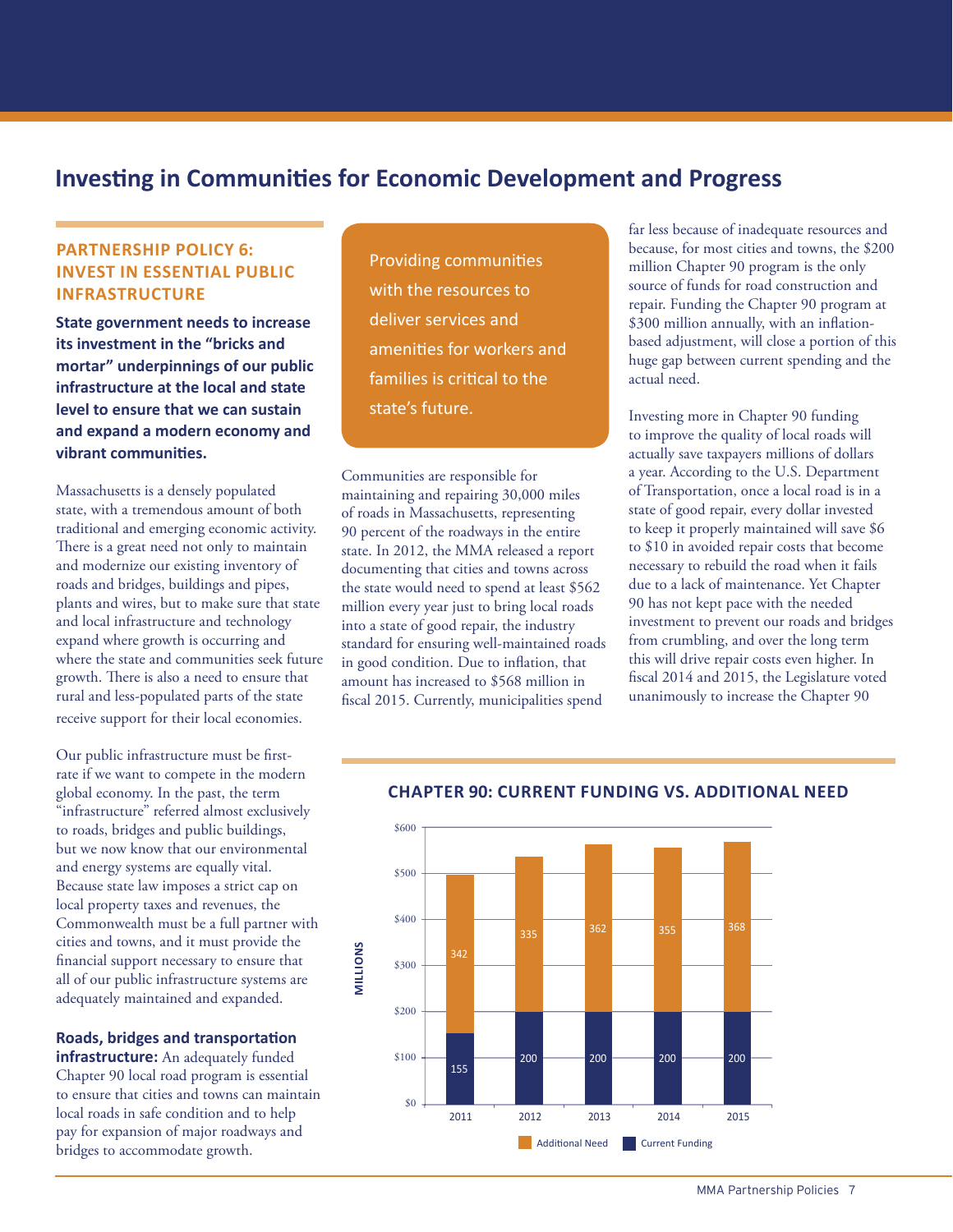# Investing in Communities for Economic Development and Progress

## PARTNERSHIP POLICY 6: INVEST IN ESSENTIAL PUBLIC INFRASTRUCTURE

**State government needs to increase its investment in the "bricks and mortar" underpinnings of our public infrastructure at the local and state level to ensure that we can sustain and expand a modern economy and vibrant communities.**

Massachusetts is a densely populated state, with a tremendous amount of both traditional and emerging economic activity. There is a great need not only to maintain and modernize our existing inventory of roads and bridges, buildings and pipes, plants and wires, but to make sure that state and local infrastructure and technology expand where growth is occurring and where the state and communities seek future growth. There is also a need to ensure that rural and less-populated parts of the state receive support for their local economies.

Our public infrastructure must be first-rate if we want to compete in the modern global economy. In the past, the term "infrastructure" referred almost exclusively to roads, bridges and public buildings, but we now know that our environmental and energy systems are equally vital. Because state law imposes a strict cap on local property taxes and revenues, the Commonwealth must be a full partner with cities and towns, and it must provide the financial support necessary to ensure that all of our public infrastructure systems are adequately maintained and expanded.

**Roads, bridges and transportation infrastructure:** An adequately funded Chapter 90 local road program is essential to ensure that cities and towns can maintain local roads in safe condition and to help pay for expansion of major roadways and bridges to accommodate growth.

> Providing communities with the resources to deliver services and amenities for workers and families is critical to the state's future.

Communities are responsible for maintaining and repairing 30,000 miles of roads in Massachusetts, representing 90 percent of the roadways in the entire state. In 2012, the MMA released a report documenting that cities and towns across the state would need to spend at least $562 million every year just to bring local roads into a state of good repair, the industry standard for ensuring well-maintained roads in good condition. Due to inflation, that amount has increased to $568 million in fiscal 2015. Currently, municipalities spend far less because of inadequate resources and because, for most cities and towns, the $200 million Chapter 90 program is the only source of funds for road construction and repair. Funding the Chapter 90 program at $300 million annually, with an inflation-based adjustment, will close a portion of this huge gap between current spending and the actual need.

Investing more in Chapter 90 funding to improve the quality of local roads will actually save taxpayers millions of dollars a year. According to the U.S. Department of Transportation, once a local road is in a state of good repair, every dollar invested to keep it properly maintained will save $6 to $10 in avoided repair costs that become necessary to rebuild the road when it fails due to a lack of maintenance. Yet Chapter 90 has not kept pace with the needed investment to prevent our roads and bridges from crumbling, and over the long term this will drive repair costs even higher. In fiscal 2014 and 2015, the Legislature voted unanimously to increase the Chapter 90

### CHAPTER 90: CURRENT FUNDING VS. ADDITIONAL NEED

(Millions)

| Year | Current Funding | Additional Need |
|---|---|---|
| 2011 | 155 | 342 |
| 2012 | 200 | 335 |
| 2013 | 200 | 362 |
| 2014 | 200 | 355 |
| 2015 | 200 | 368 |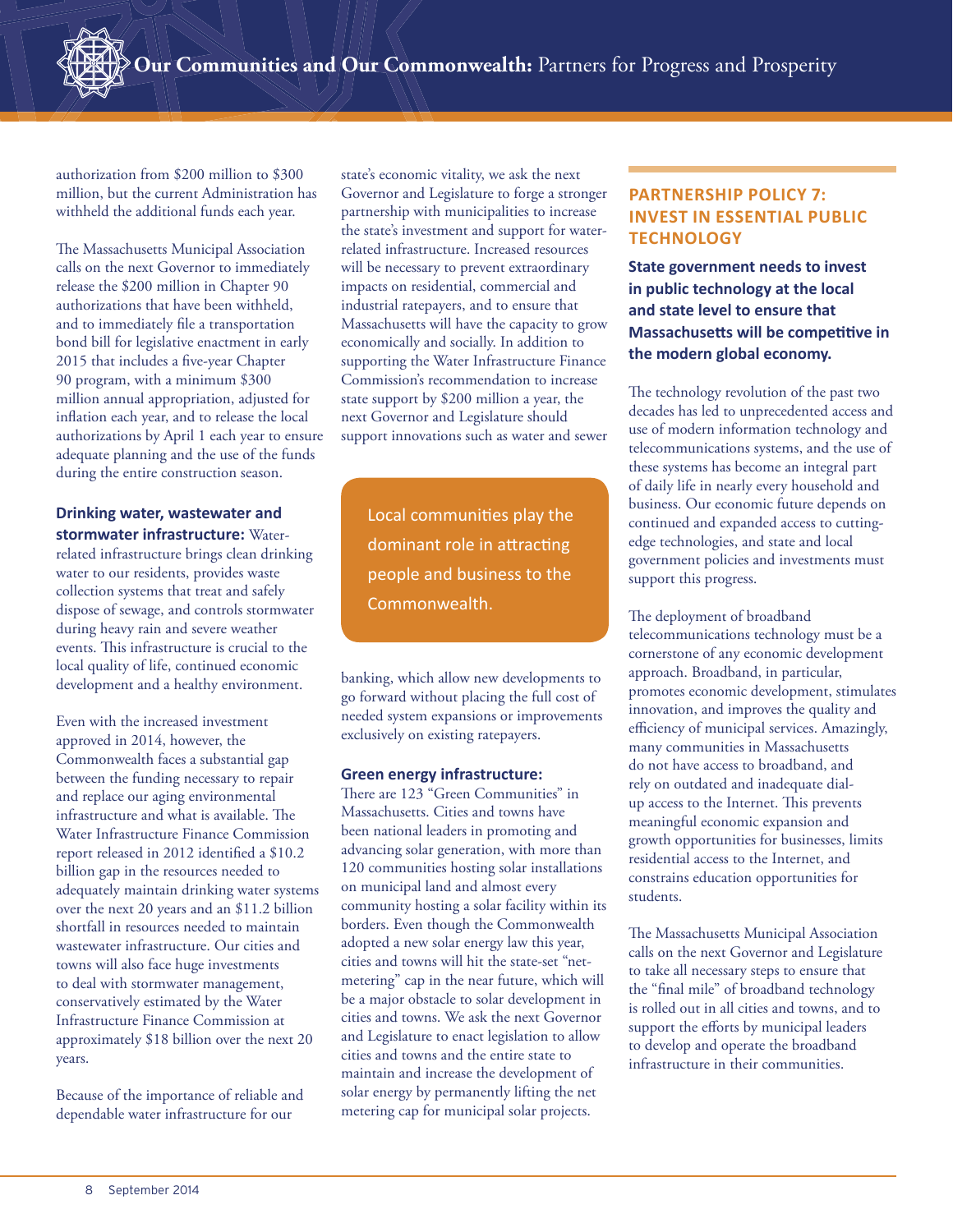authorization from $200 million to $300 million, but the current Administration has withheld the additional funds each year.

The Massachusetts Municipal Association calls on the next Governor to immediately release the $200 million in Chapter 90 authorizations that have been withheld, and to immediately file a transportation bond bill for legislative enactment in early 2015 that includes a five-year Chapter 90 program, with a minimum $300 million annual appropriation, adjusted for inflation each year, and to release the local authorizations by April 1 each year to ensure adequate planning and the use of the funds during the entire construction season.

**Drinking water, wastewater and stormwater infrastructure:** Water-related infrastructure brings clean drinking water to our residents, provides waste collection systems that treat and safely dispose of sewage, and controls stormwater during heavy rain and severe weather events. This infrastructure is crucial to the local quality of life, continued economic development and a healthy environment.

Even with the increased investment approved in 2014, however, the Commonwealth faces a substantial gap between the funding necessary to repair and replace our aging environmental infrastructure and what is available. The Water Infrastructure Finance Commission report released in 2012 identified a $10.2 billion gap in the resources needed to adequately maintain drinking water systems over the next 20 years and an $11.2 billion shortfall in resources needed to maintain wastewater infrastructure. Our cities and towns will also face huge investments to deal with stormwater management, conservatively estimated by the Water Infrastructure Finance Commission at approximately $18 billion over the next 20 years.

Because of the importance of reliable and dependable water infrastructure for our state's economic vitality, we ask the next Governor and Legislature to forge a stronger partnership with municipalities to increase the state's investment and support for water-related infrastructure. Increased resources will be necessary to prevent extraordinary impacts on residential, commercial and industrial ratepayers, and to ensure that Massachusetts will have the capacity to grow economically and socially. In addition to supporting the Water Infrastructure Finance Commission's recommendation to increase state support by $200 million a year, the next Governor and Legislature should support innovations such as water and sewer banking, which allow new developments to go forward without placing the full cost of needed system expansions or improvements exclusively on existing ratepayers.

> Local communities play the dominant role in attracting people and business to the Commonwealth.

**Green energy infrastructure:** There are 123 "Green Communities" in Massachusetts. Cities and towns have been national leaders in promoting and advancing solar generation, with more than 120 communities hosting solar installations on municipal land and almost every community hosting a solar facility within its borders. Even though the Commonwealth adopted a new solar energy law this year, cities and towns will hit the state-set "net-metering" cap in the near future, which will be a major obstacle to solar development in cities and towns. We ask the next Governor and Legislature to enact legislation to allow cities and towns and the entire state to maintain and increase the development of solar energy by permanently lifting the net metering cap for municipal solar projects.

## PARTNERSHIP POLICY 7: INVEST IN ESSENTIAL PUBLIC TECHNOLOGY

**State government needs to invest in public technology at the local and state level to ensure that Massachusetts will be competitive in the modern global economy.**

The technology revolution of the past two decades has led to unprecedented access and use of modern information technology and telecommunications systems, and the use of these systems has become an integral part of daily life in nearly every household and business. Our economic future depends on continued and expanded access to cutting-edge technologies, and state and local government policies and investments must support this progress.

The deployment of broadband telecommunications technology must be a cornerstone of any economic development approach. Broadband, in particular, promotes economic development, stimulates innovation, and improves the quality and efficiency of municipal services. Amazingly, many communities in Massachusetts do not have access to broadband, and rely on outdated and inadequate dial-up access to the Internet. This prevents meaningful economic expansion and growth opportunities for businesses, limits residential access to the Internet, and constrains education opportunities for students.

The Massachusetts Municipal Association calls on the next Governor and Legislature to take all necessary steps to ensure that the "final mile" of broadband technology is rolled out in all cities and towns, and to support the efforts by municipal leaders to develop and operate the broadband infrastructure in their communities.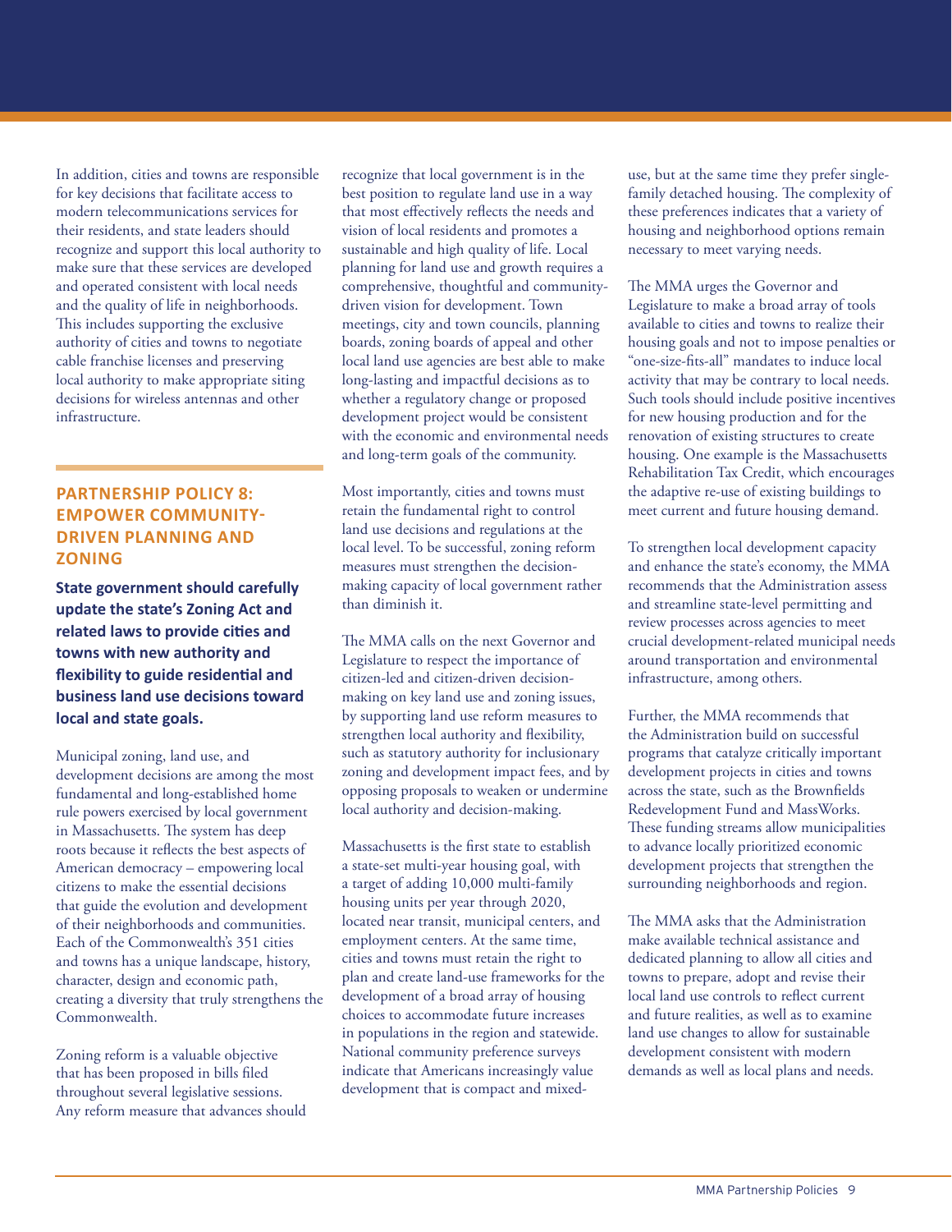In addition, cities and towns are responsible for key decisions that facilitate access to modern telecommunications services for their residents, and state leaders should recognize and support this local authority to make sure that these services are developed and operated consistent with local needs and the quality of life in neighborhoods. This includes supporting the exclusive authority of cities and towns to negotiate cable franchise licenses and preserving local authority to make appropriate siting decisions for wireless antennas and other infrastructure.

## PARTNERSHIP POLICY 8: EMPOWER COMMUNITY-DRIVEN PLANNING AND ZONING

**State government should carefully update the state's Zoning Act and related laws to provide cities and towns with new authority and flexibility to guide residential and business land use decisions toward local and state goals.**

Municipal zoning, land use, and development decisions are among the most fundamental and long-established home rule powers exercised by local government in Massachusetts. The system has deep roots because it reflects the best aspects of American democracy – empowering local citizens to make the essential decisions that guide the evolution and development of their neighborhoods and communities. Each of the Commonwealth's 351 cities and towns has a unique landscape, history, character, design and economic path, creating a diversity that truly strengthens the Commonwealth.

Zoning reform is a valuable objective that has been proposed in bills filed throughout several legislative sessions. Any reform measure that advances should recognize that local government is in the best position to regulate land use in a way that most effectively reflects the needs and vision of local residents and promotes a sustainable and high quality of life. Local planning for land use and growth requires a comprehensive, thoughtful and community-driven vision for development. Town meetings, city and town councils, planning boards, zoning boards of appeal and other local land use agencies are best able to make long-lasting and impactful decisions as to whether a regulatory change or proposed development project would be consistent with the economic and environmental needs and long-term goals of the community.

Most importantly, cities and towns must retain the fundamental right to control land use decisions and regulations at the local level. To be successful, zoning reform measures must strengthen the decision-making capacity of local government rather than diminish it.

The MMA calls on the next Governor and Legislature to respect the importance of citizen-led and citizen-driven decision-making on key land use and zoning issues, by supporting land use reform measures to strengthen local authority and flexibility, such as statutory authority for inclusionary zoning and development impact fees, and by opposing proposals to weaken or undermine local authority and decision-making.

Massachusetts is the first state to establish a state-set multi-year housing goal, with a target of adding 10,000 multi-family housing units per year through 2020, located near transit, municipal centers, and employment centers. At the same time, cities and towns must retain the right to plan and create land-use frameworks for the development of a broad array of housing choices to accommodate future increases in populations in the region and statewide. National community preference surveys indicate that Americans increasingly value development that is compact and mixed-use, but at the same time they prefer single-family detached housing. The complexity of these preferences indicates that a variety of housing and neighborhood options remain necessary to meet varying needs.

The MMA urges the Governor and Legislature to make a broad array of tools available to cities and towns to realize their housing goals and not to impose penalties or "one-size-fits-all" mandates to induce local activity that may be contrary to local needs. Such tools should include positive incentives for new housing production and for the renovation of existing structures to create housing. One example is the Massachusetts Rehabilitation Tax Credit, which encourages the adaptive re-use of existing buildings to meet current and future housing demand.

To strengthen local development capacity and enhance the state's economy, the MMA recommends that the Administration assess and streamline state-level permitting and review processes across agencies to meet crucial development-related municipal needs around transportation and environmental infrastructure, among others.

Further, the MMA recommends that the Administration build on successful programs that catalyze critically important development projects in cities and towns across the state, such as the Brownfields Redevelopment Fund and MassWorks. These funding streams allow municipalities to advance locally prioritized economic development projects that strengthen the surrounding neighborhoods and region.

The MMA asks that the Administration make available technical assistance and dedicated planning to allow all cities and towns to prepare, adopt and revise their local land use controls to reflect current and future realities, as well as to examine land use changes to allow for sustainable development consistent with modern demands as well as local plans and needs.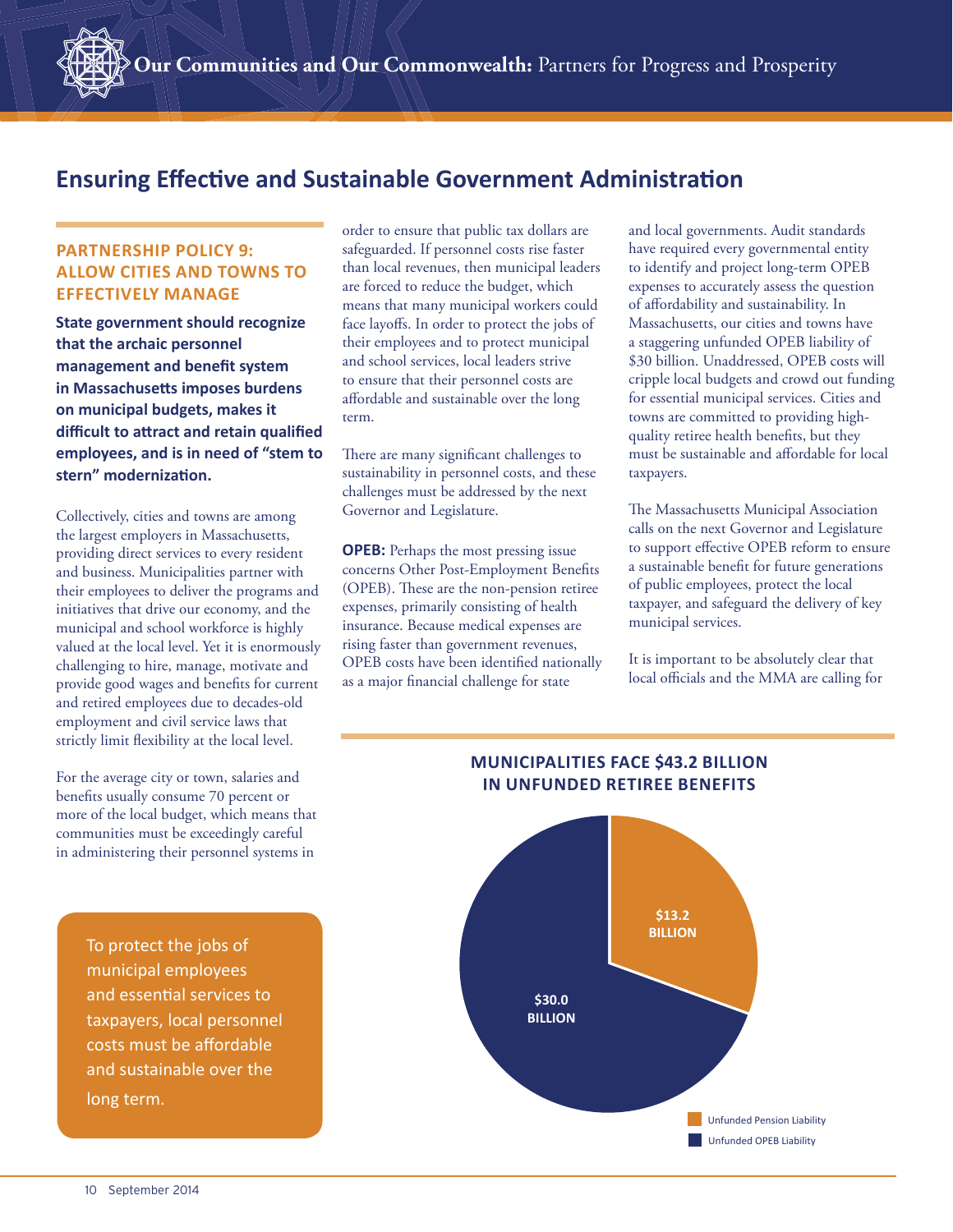## Ensuring Effective and Sustainable Government Administration

### PARTNERSHIP POLICY 9: ALLOW CITIES AND TOWNS TO EFFECTIVELY MANAGE

**State government should recognize that the archaic personnel management and benefit system in Massachusetts imposes burdens on municipal budgets, makes it difficult to attract and retain qualified employees, and is in need of "stem to stern" modernization.**

Collectively, cities and towns are among the largest employers in Massachusetts, providing direct services to every resident and business. Municipalities partner with their employees to deliver the programs and initiatives that drive our economy, and the municipal and school workforce is highly valued at the local level. Yet it is enormously challenging to hire, manage, motivate and provide good wages and benefits for current and retired employees due to decades-old employment and civil service laws that strictly limit flexibility at the local level.

For the average city or town, salaries and benefits usually consume 70 percent or more of the local budget, which means that communities must be exceedingly careful in administering their personnel systems in order to ensure that public tax dollars are safeguarded. If personnel costs rise faster than local revenues, then municipal leaders are forced to reduce the budget, which means that many municipal workers could face layoffs. In order to protect the jobs of their employees and to protect municipal and school services, local leaders strive to ensure that their personnel costs are affordable and sustainable over the long term.

> To protect the jobs of municipal employees and essential services to taxpayers, local personnel costs must be affordable and sustainable over the long term.

There are many significant challenges to sustainability in personnel costs, and these challenges must be addressed by the next Governor and Legislature.

**OPEB:** Perhaps the most pressing issue concerns Other Post-Employment Benefits (OPEB). These are the non-pension retiree expenses, primarily consisting of health insurance. Because medical expenses are rising faster than government revenues, OPEB costs have been identified nationally as a major financial challenge for state and local governments. Audit standards have required every governmental entity to identify and project long-term OPEB expenses to accurately assess the question of affordability and sustainability. In Massachusetts, our cities and towns have a staggering unfunded OPEB liability of $30 billion. Unaddressed, OPEB costs will cripple local budgets and crowd out funding for essential municipal services. Cities and towns are committed to providing high-quality retiree health benefits, but they must be sustainable and affordable for local taxpayers.

The Massachusetts Municipal Association calls on the next Governor and Legislature to support effective OPEB reform to ensure a sustainable benefit for future generations of public employees, protect the local taxpayer, and safeguard the delivery of key municipal services.

It is important to be absolutely clear that local officials and the MMA are calling for

**MUNICIPALITIES FACE $43.2 BILLION IN UNFUNDED RETIREE BENEFITS**

| Category | Amount |
| --- | --- |
| Unfunded Pension Liability | $13.2 BILLION |
| Unfunded OPEB Liability | $30.0 BILLION |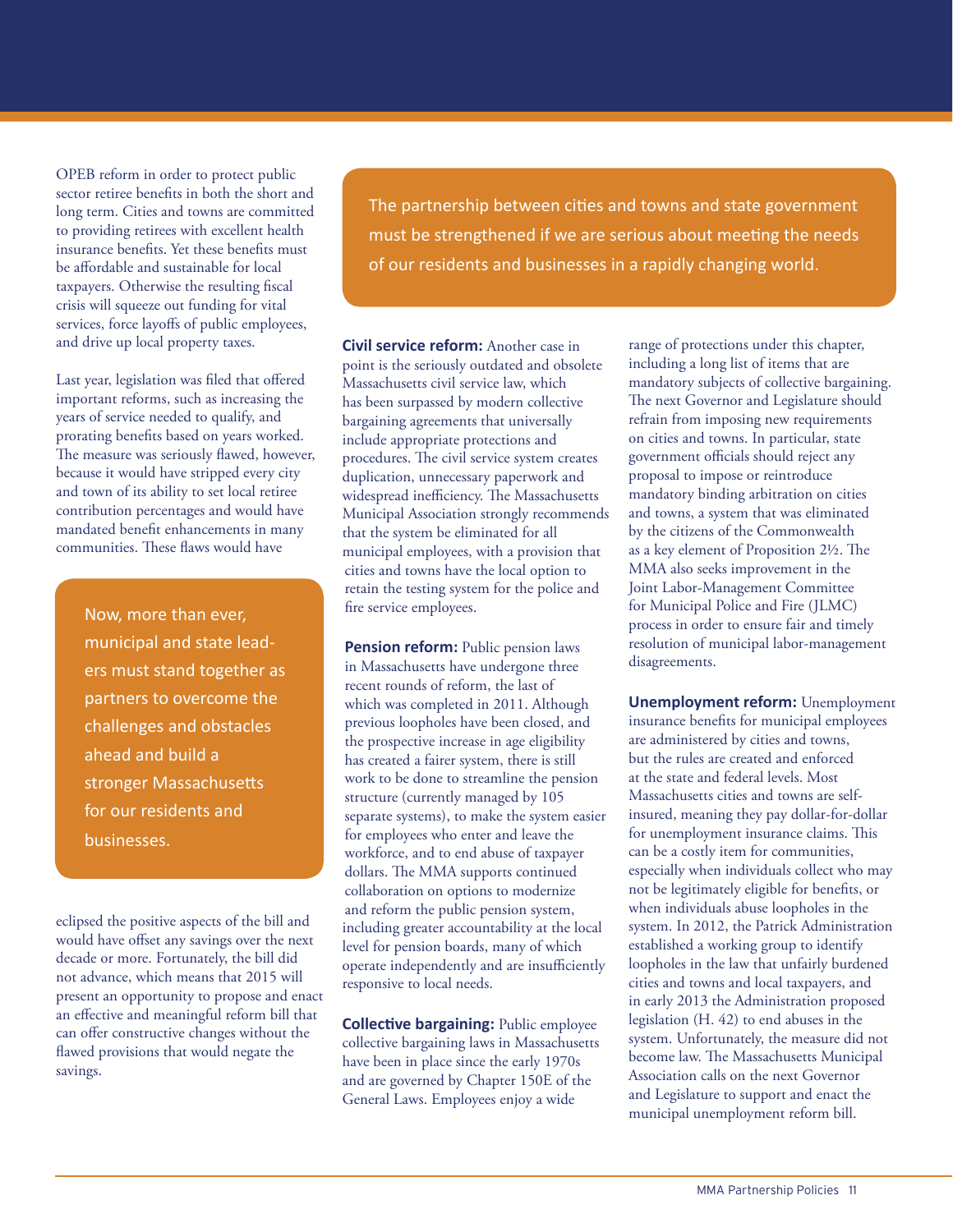OPEB reform in order to protect public sector retiree benefits in both the short and long term. Cities and towns are committed to providing retirees with excellent health insurance benefits. Yet these benefits must be affordable and sustainable for local taxpayers. Otherwise the resulting fiscal crisis will squeeze out funding for vital services, force layoffs of public employees, and drive up local property taxes.

Last year, legislation was filed that offered important reforms, such as increasing the years of service needed to qualify, and prorating benefits based on years worked. The measure was seriously flawed, however, because it would have stripped every city and town of its ability to set local retiree contribution percentages and would have mandated benefit enhancements in many communities. These flaws would have eclipsed the positive aspects of the bill and would have offset any savings over the next decade or more. Fortunately, the bill did not advance, which means that 2015 will present an opportunity to propose and enact an effective and meaningful reform bill that can offer constructive changes without the flawed provisions that would negate the savings.

> Now, more than ever, municipal and state leaders must stand together as partners to overcome the challenges and obstacles ahead and build a stronger Massachusetts for our residents and businesses.

> The partnership between cities and towns and state government must be strengthened if we are serious about meeting the needs of our residents and businesses in a rapidly changing world.

**Civil service reform:** Another case in point is the seriously outdated and obsolete Massachusetts civil service law, which has been surpassed by modern collective bargaining agreements that universally include appropriate protections and procedures. The civil service system creates duplication, unnecessary paperwork and widespread inefficiency. The Massachusetts Municipal Association strongly recommends that the system be eliminated for all municipal employees, with a provision that cities and towns have the local option to retain the testing system for the police and fire service employees.

**Pension reform:** Public pension laws in Massachusetts have undergone three recent rounds of reform, the last of which was completed in 2011. Although previous loopholes have been closed, and the prospective increase in age eligibility has created a fairer system, there is still work to be done to streamline the pension structure (currently managed by 105 separate systems), to make the system easier for employees who enter and leave the workforce, and to end abuse of taxpayer dollars. The MMA supports continued collaboration on options to modernize and reform the public pension system, including greater accountability at the local level for pension boards, many of which operate independently and are insufficiently responsive to local needs.

**Collective bargaining:** Public employee collective bargaining laws in Massachusetts have been in place since the early 1970s and are governed by Chapter 150E of the General Laws. Employees enjoy a wide range of protections under this chapter, including a long list of items that are mandatory subjects of collective bargaining. The next Governor and Legislature should refrain from imposing new requirements on cities and towns. In particular, state government officials should reject any proposal to impose or reintroduce mandatory binding arbitration on cities and towns, a system that was eliminated by the citizens of the Commonwealth as a key element of Proposition 2½. The MMA also seeks improvement in the Joint Labor-Management Committee for Municipal Police and Fire (JLMC) process in order to ensure fair and timely resolution of municipal labor-management disagreements.

**Unemployment reform:** Unemployment insurance benefits for municipal employees are administered by cities and towns, but the rules are created and enforced at the state and federal levels. Most Massachusetts cities and towns are self-insured, meaning they pay dollar-for-dollar for unemployment insurance claims. This can be a costly item for communities, especially when individuals collect who may not be legitimately eligible for benefits, or when individuals abuse loopholes in the system. In 2012, the Patrick Administration established a working group to identify loopholes in the law that unfairly burdened cities and towns and local taxpayers, and in early 2013 the Administration proposed legislation (H. 42) to end abuses in the system. Unfortunately, the measure did not become law. The Massachusetts Municipal Association calls on the next Governor and Legislature to support and enact the municipal unemployment reform bill.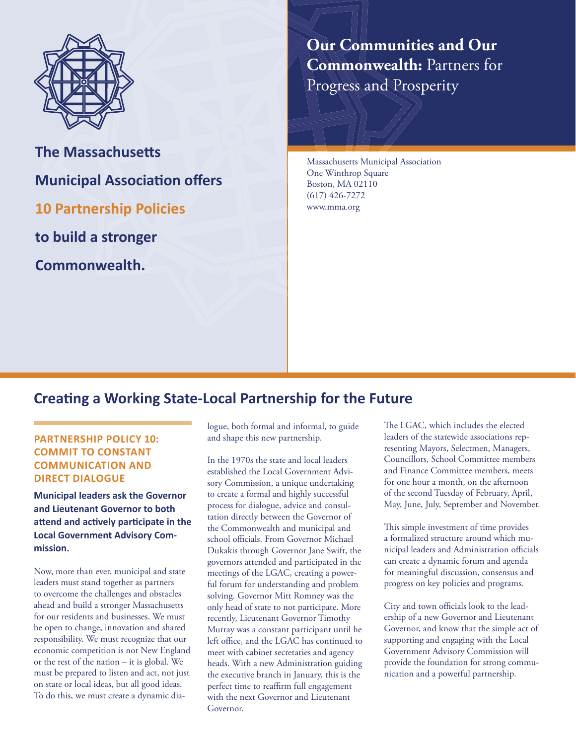**The Massachusetts Municipal Association offers 10 Partnership Policies to build a stronger Commonwealth.**

# **Our Communities and Our Commonwealth:** Partners for Progress and Prosperity

Massachusetts Municipal Association
One Winthrop Square
Boston, MA 02110
(617) 426-7272
www.mma.org

## Creating a Working State-Local Partnership for the Future

### PARTNERSHIP POLICY 10: COMMIT TO CONSTANT COMMUNICATION AND DIRECT DIALOGUE

**Municipal leaders ask the Governor and Lieutenant Governor to both attend and actively participate in the Local Government Advisory Commission.**

Now, more than ever, municipal and state leaders must stand together as partners to overcome the challenges and obstacles ahead and build a stronger Massachusetts for our residents and businesses. We must be open to change, innovation and shared responsibility. We must recognize that our economic competition is not New England or the rest of the nation – it is global. We must be prepared to listen and act, not just on state or local ideas, but all good ideas. To do this, we must create a dynamic dialogue, both formal and informal, to guide and shape this new partnership.

In the 1970s the state and local leaders established the Local Government Advisory Commission, a unique undertaking to create a formal and highly successful process for dialogue, advice and consultation directly between the Governor of the Commonwealth and municipal and school officials. From Governor Michael Dukakis through Governor Jane Swift, the governors attended and participated in the meetings of the LGAC, creating a powerful forum for understanding and problem solving. Governor Mitt Romney was the only head of state to not participate. More recently, Lieutenant Governor Timothy Murray was a constant participant until he left office, and the LGAC has continued to meet with cabinet secretaries and agency heads. With a new Administration guiding the executive branch in January, this is the perfect time to reaffirm full engagement with the next Governor and Lieutenant Governor.

The LGAC, which includes the elected leaders of the statewide associations representing Mayors, Selectmen, Managers, Councillors, School Committee members and Finance Committee members, meets for one hour a month, on the afternoon of the second Tuesday of February, April, May, June, July, September and November.

This simple investment of time provides a formalized structure around which municipal leaders and Administration officials can create a dynamic forum and agenda for meaningful discussion, consensus and progress on key policies and programs.

City and town officials look to the leadership of a new Governor and Lieutenant Governor, and know that the simple act of supporting and engaging with the Local Government Advisory Commission will provide the foundation for strong communication and a powerful partnership.